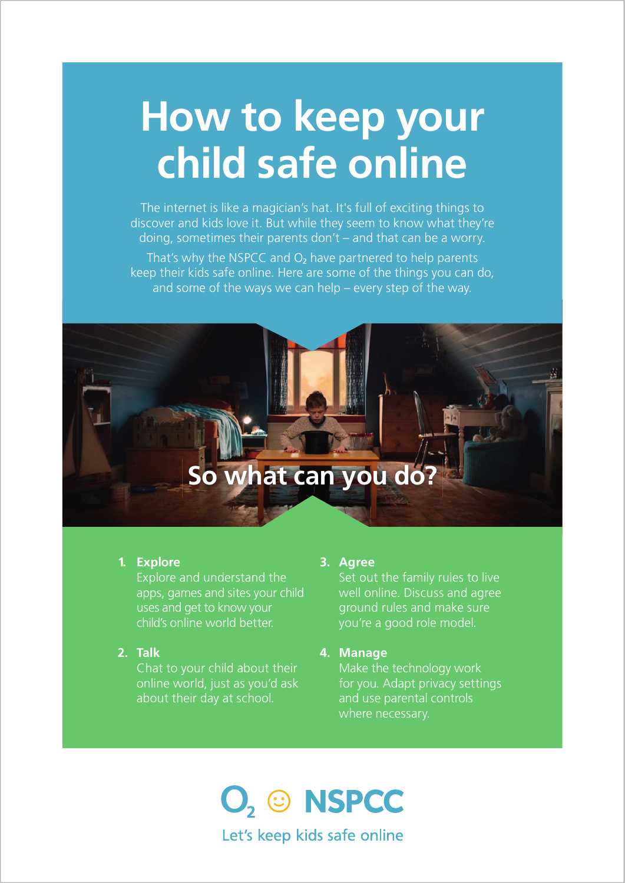# How to keep your child safe online

The internet is like a magician's hat. It's full of exciting things to discover and kids love it. But while they seem to know what they're doing, sometimes their parents don't – and that can be a worry.

That's why the NSPCC and $O_2$ have partnered to help parents keep their kids safe online. Here are some of the things you can do, and some of the ways we can help – every step of the way.

## So what can you do?

1. **Explore**
   Explore and understand the apps, games and sites your child uses and get to know your child's online world better.

2. **Talk**
   Chat to your child about their online world, just as you'd ask about their day at school.

3. **Agree**
   Set out the family rules to live well online. Discuss and agree ground rules and make sure you're a good role model.

4. **Manage**
   Make the technology work for you. Adapt privacy settings and use parental controls where necessary.

$O_2$ NSPCC

Let's keep kids safe online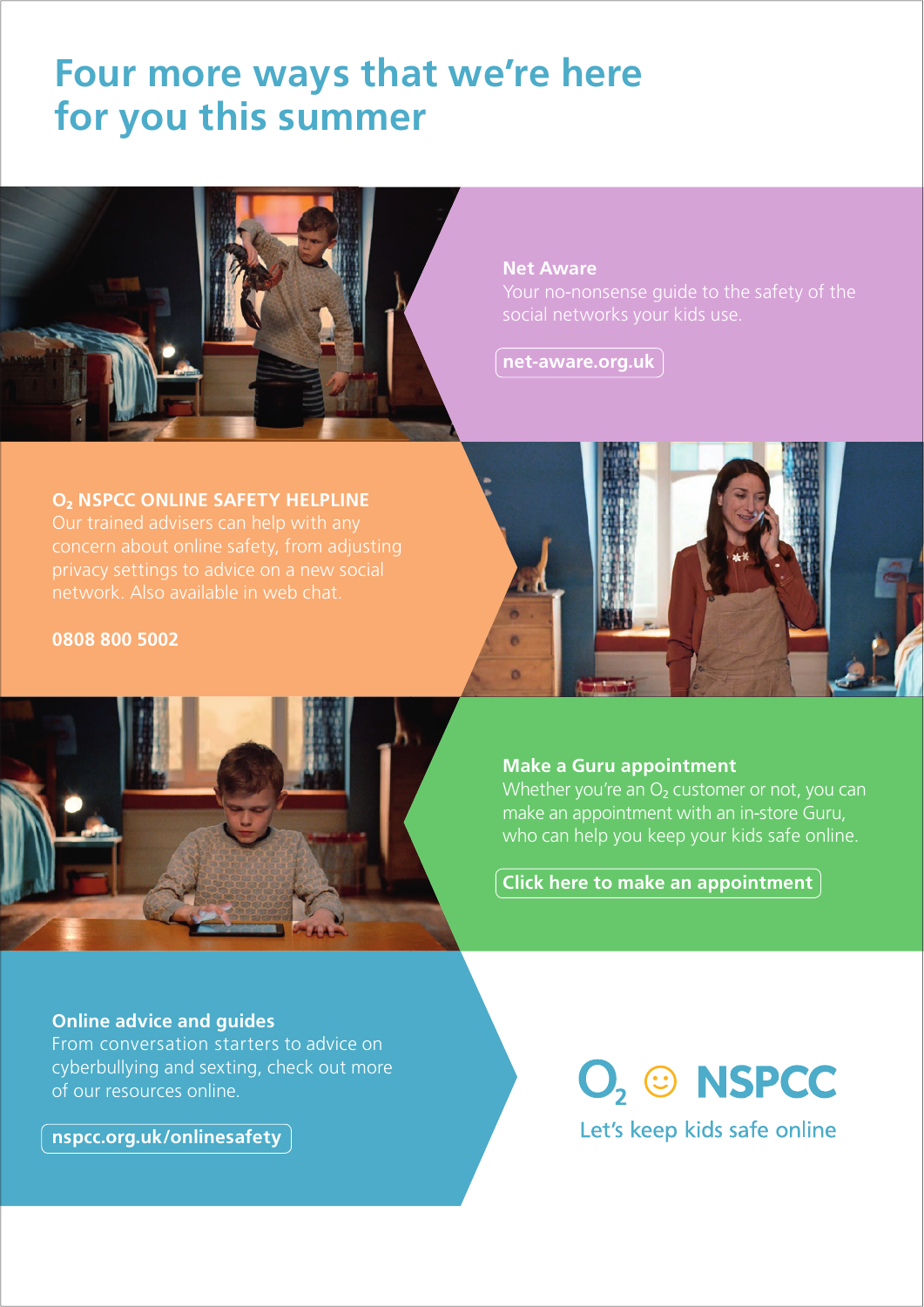# Four more ways that we're here for you this summer

## Net Aware

Your no-nonsense guide to the safety of the social networks your kids use.

net-aware.org.uk

## $O_2$ NSPCC ONLINE SAFETY HELPLINE

Our trained advisers can help with any concern about online safety, from adjusting privacy settings to advice on a new social network. Also available in web chat.

**0808 800 5002**

## Make a Guru appointment

Whether you're an $O_2$ customer or not, you can make an appointment with an in-store Guru, who can help you keep your kids safe online.

Click here to make an appointment

## Online advice and guides

From conversation starters to advice on cyberbullying and sexting, check out more of our resources online.

nspcc.org.uk/onlinesafety

$O_2$ NSPCC

Let's keep kids safe online